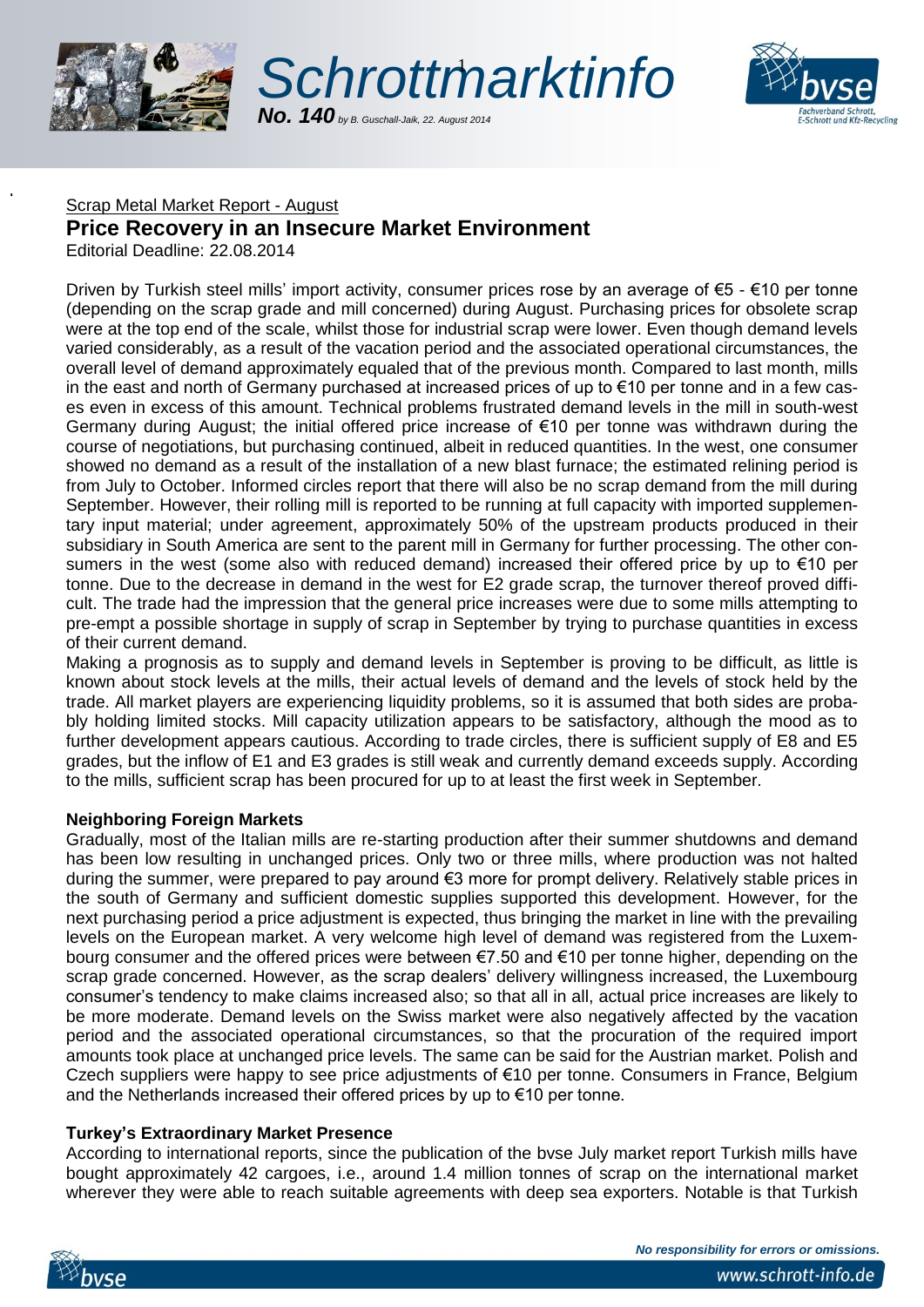# Schrottmarktinfo

***No. 140** by B. Guschall-Jaik, 22. August 2014*

Scrap Metal Market Report - August

## Price Recovery in an Insecure Market Environment

Editorial Deadline: 22.08.2014

Driven by Turkish steel mills' import activity, consumer prices rose by an average of €5 - €10 per tonne (depending on the scrap grade and mill concerned) during August. Purchasing prices for obsolete scrap were at the top end of the scale, whilst those for industrial scrap were lower. Even though demand levels varied considerably, as a result of the vacation period and the associated operational circumstances, the overall level of demand approximately equaled that of the previous month. Compared to last month, mills in the east and north of Germany purchased at increased prices of up to €10 per tonne and in a few cases even in excess of this amount. Technical problems frustrated demand levels in the mill in south-west Germany during August; the initial offered price increase of €10 per tonne was withdrawn during the course of negotiations, but purchasing continued, albeit in reduced quantities. In the west, one consumer showed no demand as a result of the installation of a new blast furnace; the estimated relining period is from July to October. Informed circles report that there will also be no scrap demand from the mill during September. However, their rolling mill is reported to be running at full capacity with imported supplementary input material; under agreement, approximately 50% of the upstream products produced in their subsidiary in South America are sent to the parent mill in Germany for further processing. The other consumers in the west (some also with reduced demand) increased their offered price by up to €10 per tonne. Due to the decrease in demand in the west for E2 grade scrap, the turnover thereof proved difficult. The trade had the impression that the general price increases were due to some mills attempting to pre-empt a possible shortage in supply of scrap in September by trying to purchase quantities in excess of their current demand.

Making a prognosis as to supply and demand levels in September is proving to be difficult, as little is known about stock levels at the mills, their actual levels of demand and the levels of stock held by the trade. All market players are experiencing liquidity problems, so it is assumed that both sides are probably holding limited stocks. Mill capacity utilization appears to be satisfactory, although the mood as to further development appears cautious. According to trade circles, there is sufficient supply of E8 and E5 grades, but the inflow of E1 and E3 grades is still weak and currently demand exceeds supply. According to the mills, sufficient scrap has been procured for up to at least the first week in September.

**Neighboring Foreign Markets**

Gradually, most of the Italian mills are re-starting production after their summer shutdowns and demand has been low resulting in unchanged prices. Only two or three mills, where production was not halted during the summer, were prepared to pay around €3 more for prompt delivery. Relatively stable prices in the south of Germany and sufficient domestic supplies supported this development. However, for the next purchasing period a price adjustment is expected, thus bringing the market in line with the prevailing levels on the European market. A very welcome high level of demand was registered from the Luxembourg consumer and the offered prices were between €7.50 and €10 per tonne higher, depending on the scrap grade concerned. However, as the scrap dealers' delivery willingness increased, the Luxembourg consumer's tendency to make claims increased also; so that all in all, actual price increases are likely to be more moderate. Demand levels on the Swiss market were also negatively affected by the vacation period and the associated operational circumstances, so that the procuration of the required import amounts took place at unchanged price levels. The same can be said for the Austrian market. Polish and Czech suppliers were happy to see price adjustments of €10 per tonne. Consumers in France, Belgium and the Netherlands increased their offered prices by up to €10 per tonne.

**Turkey's Extraordinary Market Presence**

According to international reports, since the publication of the bvse July market report Turkish mills have bought approximately 42 cargoes, i.e., around 1.4 million tonnes of scrap on the international market wherever they were able to reach suitable agreements with deep sea exporters. Notable is that Turkish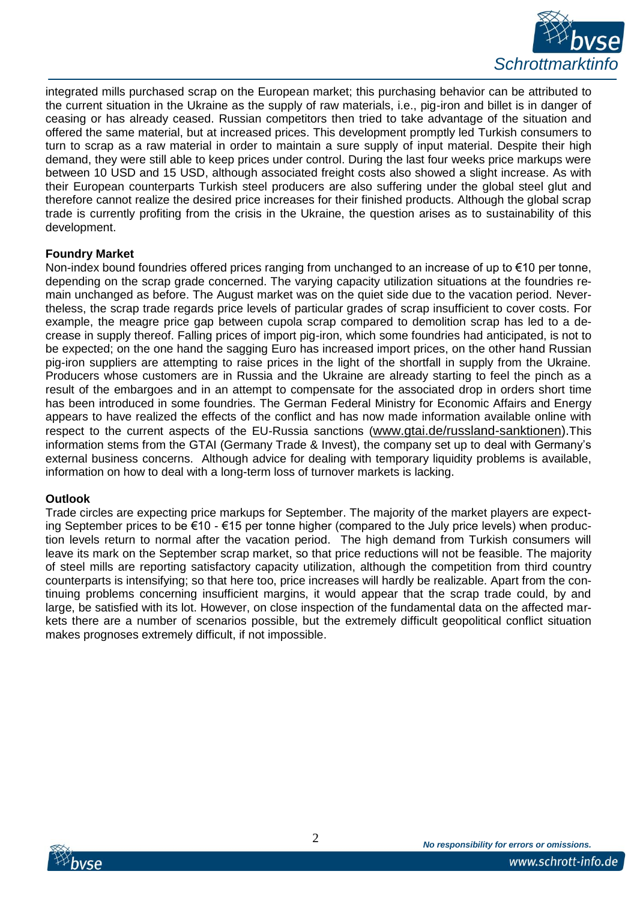integrated mills purchased scrap on the European market; this purchasing behavior can be attributed to the current situation in the Ukraine as the supply of raw materials, i.e., pig-iron and billet is in danger of ceasing or has already ceased. Russian competitors then tried to take advantage of the situation and offered the same material, but at increased prices. This development promptly led Turkish consumers to turn to scrap as a raw material in order to maintain a sure supply of input material. Despite their high demand, they were still able to keep prices under control. During the last four weeks price markups were between 10 USD and 15 USD, although associated freight costs also showed a slight increase. As with their European counterparts Turkish steel producers are also suffering under the global steel glut and therefore cannot realize the desired price increases for their finished products. Although the global scrap trade is currently profiting from the crisis in the Ukraine, the question arises as to sustainability of this development.

**Foundry Market**

Non-index bound foundries offered prices ranging from unchanged to an increase of up to €10 per tonne, depending on the scrap grade concerned. The varying capacity utilization situations at the foundries remain unchanged as before. The August market was on the quiet side due to the vacation period. Nevertheless, the scrap trade regards price levels of particular grades of scrap insufficient to cover costs. For example, the meagre price gap between cupola scrap compared to demolition scrap has led to a decrease in supply thereof. Falling prices of import pig-iron, which some foundries had anticipated, is not to be expected; on the one hand the sagging Euro has increased import prices, on the other hand Russian pig-iron suppliers are attempting to raise prices in the light of the shortfall in supply from the Ukraine. Producers whose customers are in Russia and the Ukraine are already starting to feel the pinch as a result of the embargoes and in an attempt to compensate for the associated drop in orders short time has been introduced in some foundries. The German Federal Ministry for Economic Affairs and Energy appears to have realized the effects of the conflict and has now made information available online with respect to the current aspects of the EU-Russia sanctions (www.gtai.de/russland-sanktionen).This information stems from the GTAI (Germany Trade & Invest), the company set up to deal with Germany's external business concerns. Although advice for dealing with temporary liquidity problems is available, information on how to deal with a long-term loss of turnover markets is lacking.

**Outlook**

Trade circles are expecting price markups for September. The majority of the market players are expecting September prices to be €10 - €15 per tonne higher (compared to the July price levels) when production levels return to normal after the vacation period. The high demand from Turkish consumers will leave its mark on the September scrap market, so that price reductions will not be feasible. The majority of steel mills are reporting satisfactory capacity utilization, although the competition from third country counterparts is intensifying; so that here too, price increases will hardly be realizable. Apart from the continuing problems concerning insufficient margins, it would appear that the scrap trade could, by and large, be satisfied with its lot. However, on close inspection of the fundamental data on the affected markets there are a number of scenarios possible, but the extremely difficult geopolitical conflict situation makes prognoses extremely difficult, if not impossible.

*No responsibility for errors or omissions.*